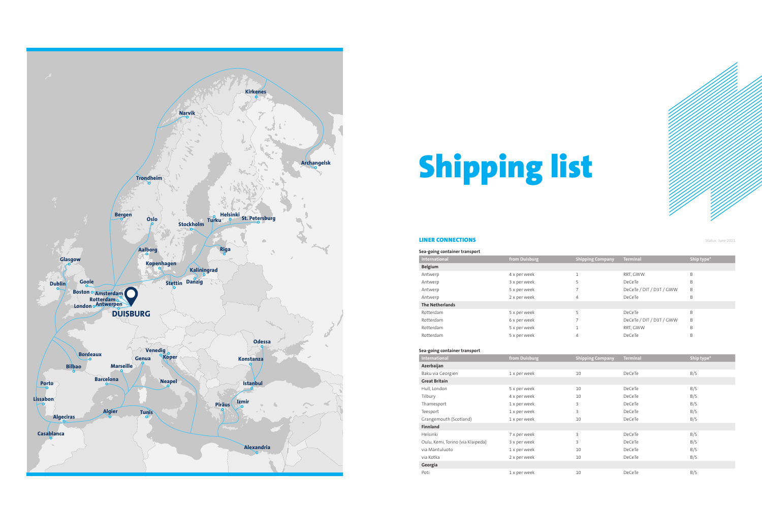# Shipping list

## LINER CONNECTIONS

Status: June 2021

### Sea-going container transport

| International | from Duisburg | Shipping Company | Terminal | Ship type* |
|---|---|---|---|---|
| **Belgium** | | | | |
| Antwerp | 4 x per week | 1 | RRT, GWW | B |
| Antwerp | 3 x per week | 5 | DeCeTe | B |
| Antwerp | 5 x per week | 7 | DeCeTe / DIT / D3T / GWW | B |
| Antwerp | 2 x per week | 4 | DeCeTe | B |
| **The Netherlands** | | | | |
| Rotterdam | 5 x per week | 5 | DeCeTe | B |
| Rotterdam | 6 x per week | 7 | DeCeTe / DIT / D3T / GWW | B |
| Rotterdam | 5 x per week | 1 | RRT, GWW | B |
| Rotterdam | 5 x per week | 4 | DeCeTe | B |

### Sea-going container transport

| International | from Duisburg | Shipping Company | Terminal | Ship type* |
|---|---|---|---|---|
| **Azerbaijan** | | | | |
| Baku via Georgien | 1 x per week | 10 | DeCeTe | B/S |
| **Great Britain** | | | | |
| Hull, London | 5 x per week | 10 | DeCeTe | B/S |
| Tilbury | 4 x per week | 10 | DeCeTe | B/S |
| Thamesport | 1 x per week | 3 | DeCeTe | B/S |
| Teesport | 1 x per week | 3 | DeCeTe | B/S |
| Grangemouth (Scotland) | 1 x per week | 10 | DeCeTe | B/S |
| **Finnland** | | | | |
| Helsinki | 7 x per week | 3 | DeCeTe | B/S |
| Oulu, Kemi, Torino (via Klaipeda) | 3 x per week | 3 | DeCeTe | B/S |
| via Mäntuluoto | 1 x per week | 10 | DeCeTe | B/S |
| via Kotka | 2 x per week | 10 | DeCeTe | B/S |
| **Georgia** | | | | |
| Poti | 1 x per week | 10 | DeCeTe | B/S |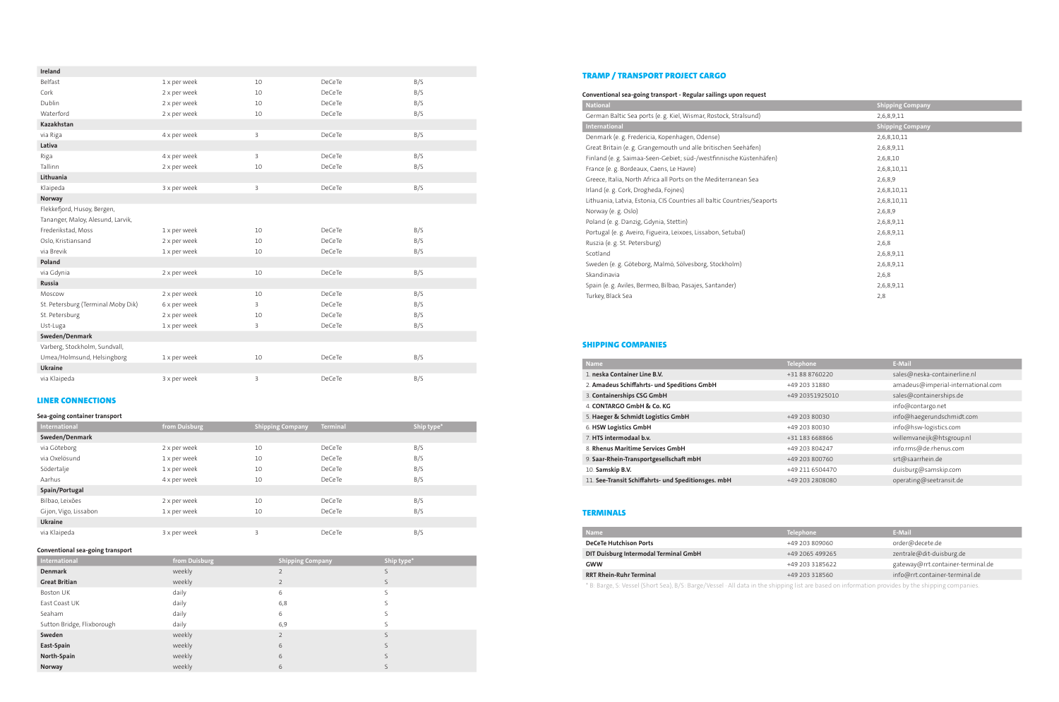| | | | | |
|---|---|---|---|---|
| **Ireland** | | | | |
| Belfast | 1 x per week | 10 | DeCeTe | B/S |
| Cork | 2 x per week | 10 | DeCeTe | B/S |
| Dublin | 2 x per week | 10 | DeCeTe | B/S |
| Waterford | 2 x per week | 10 | DeCeTe | B/S |
| **Kazakhstan** | | | | |
| via Riga | 4 x per week | 3 | DeCeTe | B/S |
| **Lativa** | | | | |
| Riga | 4 x per week | 3 | DeCeTe | B/S |
| Tallinn | 2 x per week | 10 | DeCeTe | B/S |
| **Lithuania** | | | | |
| Klaipeda | 3 x per week | 3 | DeCeTe | B/S |
| **Norway** | | | | |
| Flekkefjord, Husoy, Bergen, Tananger, Maloy, Alesund, Larvik, Frederikstad, Moss | 1 x per week | 10 | DeCeTe | B/S |
| Oslo, Kristiansand | 2 x per week | 10 | DeCeTe | B/S |
| via Brevik | 1 x per week | 10 | DeCeTe | B/S |
| **Poland** | | | | |
| via Gdynia | 2 x per week | 10 | DeCeTe | B/S |
| **Russia** | | | | |
| Moscow | 2 x per week | 10 | DeCeTe | B/S |
| St. Petersburg (Terminal Moby Dik) | 6 x per week | 3 | DeCeTe | B/S |
| St. Petersburg | 2 x per week | 10 | DeCeTe | B/S |
| Ust-Luga | 1 x per week | 3 | DeCeTe | B/S |
| **Sweden/Denmark** | | | | |
| Varberg, Stockholm, Sundvall, Umea/Holmsund, Helsingborg | 1 x per week | 10 | DeCeTe | B/S |
| **Ukraine** | | | | |
| via Klaipeda | 3 x per week | 3 | DeCeTe | B/S |

## LINER CONNECTIONS

**Sea-going container transport**

| International | from Duisburg | Shipping Company | Terminal | Ship type* |
|---|---|---|---|---|
| **Sweden/Denmark** | | | | |
| via Göteborg | 2 x per week | 10 | DeCeTe | B/S |
| via Oxelösund | 1 x per week | 10 | DeCeTe | B/S |
| Södertalje | 1 x per week | 10 | DeCeTe | B/S |
| Aarhus | 4 x per week | 10 | DeCeTe | B/S |
| **Spain/Portugal** | | | | |
| Bilbao, Leixões | 2 x per week | 10 | DeCeTe | B/S |
| Gijon, Vigo, Lissabon | 1 x per week | 10 | DeCeTe | B/S |
| **Ukraine** | | | | |
| via Klaipeda | 3 x per week | 3 | DeCeTe | B/S |

**Conventional sea-going transport**

| International | from Duisburg | Shipping Company | Ship type* |
|---|---|---|---|
| **Denmark** | weekly | 2 | S |
| **Great Britian** | weekly | 2 | S |
| Boston UK | daily | 6 | S |
| East Coast UK | daily | 6,8 | S |
| Seaham | daily | 6 | S |
| Sutton Bridge, Flixborough | daily | 6,9 | S |
| **Sweden** | weekly | 2 | S |
| **East-Spain** | weekly | 6 | S |
| **North-Spain** | weekly | 6 | S |
| **Norway** | weekly | 6 | S |

## TRAMP / TRANSPORT PROJECT CARGO

**Conventional sea-going transport - Regular sailings upon request**

| National | Shipping Company |
|---|---|
| German Baltic Sea ports (e. g. Kiel, Wismar, Rostock, Stralsund) | 2,6,8,9,11 |
| **International** | **Shipping Company** |
| Denmark (e. g. Fredericia, Kopenhagen, Odense) | 2,6,8,10,11 |
| Great Britain (e. g. Grangemouth und alle britischen Seehäfen) | 2,6,8,9,11 |
| Finland (e. g. Saimaa-Seen-Gebiet, süd-/westfinnische Küstenhäfen) | 2,6,8,10 |
| France (e. g. Bordeaux, Caens, Le Havre) | 2,6,8,10,11 |
| Greece, Italia, North Africa all Ports on the Mediterranean Sea | 2,6,8,9 |
| Irland (e. g. Cork, Drogheda, Fojnes) | 2,6,8,10,11 |
| Lithuania, Latvia, Estonia, CIS Countries all baltic Countries/Seaports | 2,6,8,10,11 |
| Norway (e. g. Oslo) | 2,6,8,9 |
| Poland (e. g. Danzig, Gdynia, Stettin) | 2,6,8,9,11 |
| Portugal (e. g. Aveiro, Figueira, Leixoes, Lissabon, Setubal) | 2,6,8,9,11 |
| Ruszia (e. g. St. Petersburg) | 2,6,8 |
| Scotland | 2,6,8,9,11 |
| Sweden (e. g. Göteborg, Malmö, Sölvesborg, Stockholm) | 2,6,8,9,11 |
| Skandinavia | 2,6,8 |
| Spain (e. g. Aviles, Bermeo, Bilbao, Pasajes, Santander) | 2,6,8,9,11 |
| Turkey, Black Sea | 2,8 |

## SHIPPING COMPANIES

| Name | Telephone | E-Mail |
|---|---|---|
| 1. **neska Container Line B.V.** | +31 88 8760220 | sales@neska-containerline.nl |
| 2. **Amadeus Schiffahrts- und Speditions GmbH** | +49 203 31880 | amadeus@imperial-international.com |
| 3. **Containerships CSG GmbH** | +49 20351925010 | sales@containerships.de |
| 4. **CONTARGO GmbH & Co. KG** | | info@contargo.net |
| 5. **Haeger & Schmidt Logistics GmbH** | +49 203 80030 | info@haegerundschmidt.com |
| 6. **HSW Logistics GmbH** | +49 203 80030 | info@hsw-logistics.com |
| 7. **HTS intermodaal b.v.** | +31 183 668866 | willemvaneijk@htsgroup.nl |
| 8. **Rhenus Maritime Services GmbH** | +49 203 804247 | info.rms@de.rhenus.com |
| 9. **Saar-Rhein-Transportgesellschaft mbH** | +49 203 800760 | srt@saarrhein.de |
| 10. **Samskip B.V.** | +49 211 6504470 | duisburg@samskip.com |
| 11. **See-Transit Schiffahrts- und Speditionsges. mbH** | +49 203 2808080 | operating@seetransit.de |

## TERMINALS

| Name | Telephone | E-Mail |
|---|---|---|
| **DeCeTe Hutchison Ports** | +49 203 809060 | order@decete.de |
| **DIT Duisburg Intermodal Terminal GmbH** | +49 2065 499265 | zentrale@dit-duisburg.de |
| **GWW** | +49 203 3185622 | gateway@rrt.container-terminal.de |
| **RRT Rhein-Ruhr Terminal** | +49 203 318560 | info@rrt.container-terminal.de |

* B: Barge, S: Vessel (Short Sea), B/S: Barge/Vessel · All data in the shipping list are based on information provides by the shipping companies.